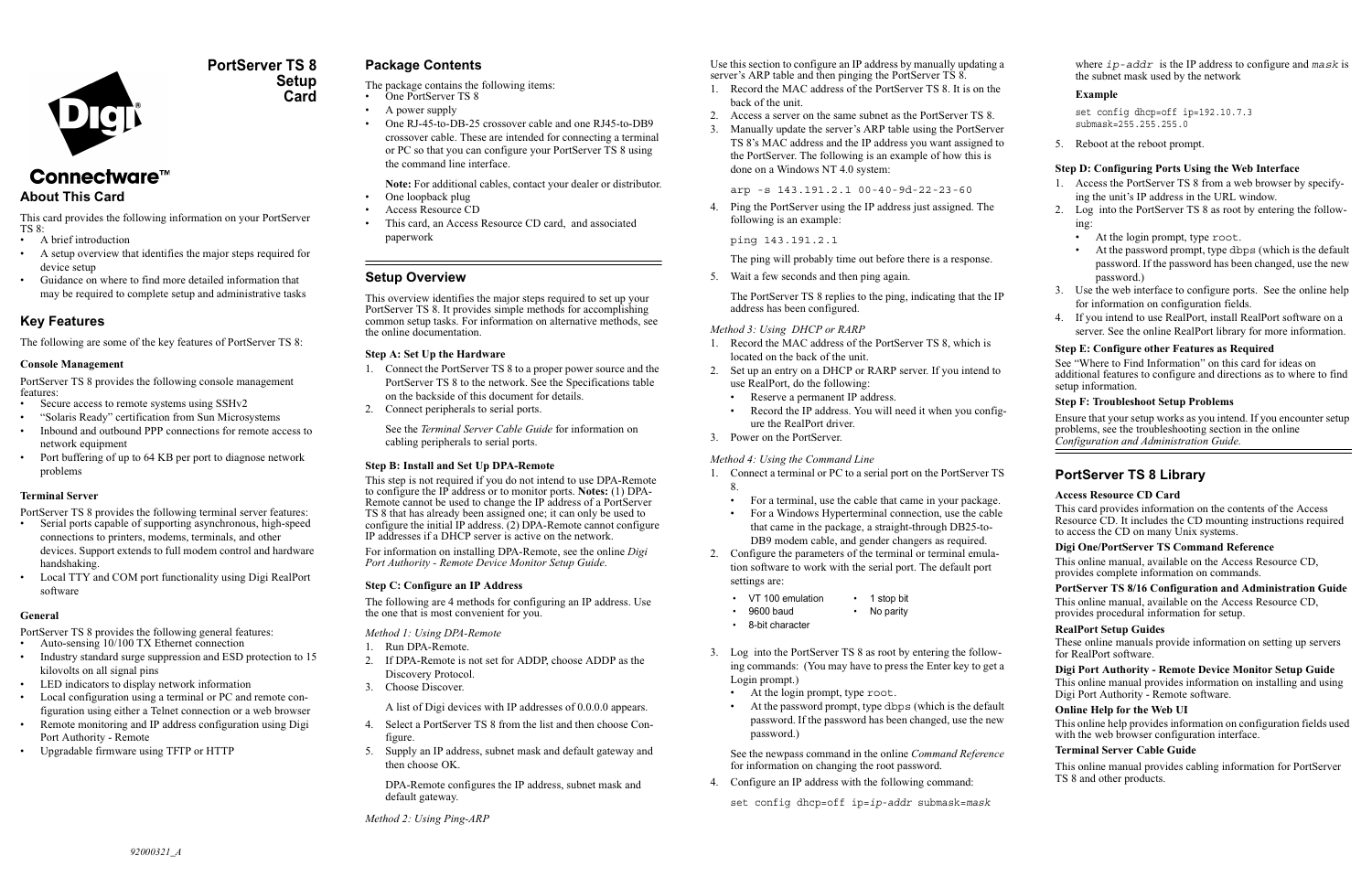# PortServer TS 8 Setup Card

Connectware™

## About This Card

This card provides the following information on your PortServer TS 8:

- A brief introduction
- A setup overview that identifies the major steps required for device setup
- Guidance on where to find more detailed information that may be required to complete setup and administrative tasks

## Key Features

The following are some of the key features of PortServer TS 8:

### Console Management

PortServer TS 8 provides the following console management features:

- Secure access to remote systems using SSHv2
- "Solaris Ready" certification from Sun Microsystems
- Inbound and outbound PPP connections for remote access to network equipment
- Port buffering of up to 64 KB per port to diagnose network problems

### Terminal Server

PortServer TS 8 provides the following terminal server features:

- Serial ports capable of supporting asynchronous, high-speed connections to printers, modems, terminals, and other devices. Support extends to full modem control and hardware handshaking.
- Local TTY and COM port functionality using Digi RealPort software

### General

PortServer TS 8 provides the following general features:

- Auto-sensing 10/100 TX Ethernet connection
- Industry standard surge suppression and ESD protection to 15 kilovolts on all signal pins
- LED indicators to display network information
- Local configuration using a terminal or PC and remote configuration using either a Telnet connection or a web browser
- Remote monitoring and IP address configuration using Digi Port Authority - Remote
- Upgradable firmware using TFTP or HTTP

92000321_A

## Package Contents

The package contains the following items:

- One PortServer TS 8
- A power supply
- One RJ-45-to-DB-25 crossover cable and one RJ45-to-DB9 crossover cable. These are intended for connecting a terminal or PC so that you can configure your PortServer TS 8 using the command line interface.

  **Note:** For additional cables, contact your dealer or distributor.
- One loopback plug
- Access Resource CD
- This card, an Access Resource CD card, and associated paperwork

## Setup Overview

This overview identifies the major steps required to set up your PortServer TS 8. It provides simple methods for accomplishing common setup tasks. For information on alternative methods, see the online documentation.

### Step A: Set Up the Hardware

1. Connect the PortServer TS 8 to a proper power source and the PortServer TS 8 to the network. See the Specifications table on the backside of this document for details.
2. Connect peripherals to serial ports.

   See the *Terminal Server Cable Guide* for information on cabling peripherals to serial ports.

### Step B: Install and Set Up DPA-Remote

This step is not required if you do not intend to use DPA-Remote to configure the IP address or to monitor ports. **Notes:** (1) DPA-Remote cannot be used to change the IP address of a PortServer TS 8 that has already been assigned one; it can only be used to configure the initial IP address. (2) DPA-Remote cannot configure IP addresses if a DHCP server is active on the network.

For information on installing DPA-Remote, see the online *Digi Port Authority - Remote Device Monitor Setup Guide*.

### Step C: Configure an IP Address

The following are 4 methods for configuring an IP address. Use the one that is most convenient for you.

*Method 1: Using DPA-Remote*

1. Run DPA-Remote.
2. If DPA-Remote is not set for ADDP, choose ADDP as the Discovery Protocol.
3. Choose Discover.

   A list of Digi devices with IP addresses of 0.0.0.0 appears.
4. Select a PortServer TS 8 from the list and then choose Configure.
5. Supply an IP address, subnet mask and default gateway and then choose OK.

   DPA-Remote configures the IP address, subnet mask and default gateway.

*Method 2: Using Ping-ARP*

Use this section to configure an IP address by manually updating a server's ARP table and then pinging the PortServer TS 8.

1. Record the MAC address of the PortServer TS 8. It is on the back of the unit.
2. Access a server on the same subnet as the PortServer TS 8.
3. Manually update the server's ARP table using the PortServer TS 8's MAC address and the IP address you want assigned to the PortServer. The following is an example of how this is done on a Windows NT 4.0 system:

   ```
   arp -s 143.191.2.1 00-40-9d-22-23-60
   ```
4. Ping the PortServer using the IP address just assigned. The following is an example:

   ```
   ping 143.191.2.1
   ```

   The ping will probably time out before there is a response.
5. Wait a few seconds and then ping again.

   The PortServer TS 8 replies to the ping, indicating that the IP address has been configured.

*Method 3: Using DHCP or RARP*

1. Record the MAC address of the PortServer TS 8, which is located on the back of the unit.
2. Set up an entry on a DHCP or RARP server. If you intend to use RealPort, do the following:
   - Reserve a permanent IP address.
   - Record the IP address. You will need it when you configure the RealPort driver.
3. Power on the PortServer.

*Method 4: Using the Command Line*

1. Connect a terminal or PC to a serial port on the PortServer TS 8.
   - For a terminal, use the cable that came in your package.
   - For a Windows Hyperterminal connection, use the cable that came in the package, a straight-through DB25-to-DB9 modem cable, and gender changers as required.
2. Configure the parameters of the terminal or terminal emulation software to work with the serial port. The default port settings are:
   - VT 100 emulation
   - 9600 baud
   - 8-bit character
   - 1 stop bit
   - No parity
3. Log into the PortServer TS 8 as root by entering the following commands: (You may have to press the Enter key to get a Login prompt.)
   - At the login prompt, type `root`.
   - At the password prompt, type `dbps` (which is the default password. If the password has been changed, use the new password.)

   See the newpass command in the online *Command Reference* for information on changing the root password.
4. Configure an IP address with the following command:

   ```
   set config dhcp=off ip=ip-addr submask=mask
   ```

   where *ip-addr* is the IP address to configure and *mask* is the subnet mask used by the network

   **Example**

   ```
   set config dhcp=off ip=192.10.7.3
   submask=255.255.255.0
   ```
5. Reboot at the reboot prompt.

### Step D: Configuring Ports Using the Web Interface

1. Access the PortServer TS 8 from a web browser by specifying the unit's IP address in the URL window.
2. Log into the PortServer TS 8 as root by entering the following:
   - At the login prompt, type `root`.
   - At the password prompt, type `dbps` (which is the default password. If the password has been changed, use the new password.)
3. Use the web interface to configure ports. See the online help for information on configuration fields.
4. If you intend to use RealPort, install RealPort software on a server. See the online RealPort library for more information.

### Step E: Configure other Features as Required

See "Where to Find Information" on this card for ideas on additional features to configure and directions as to where to find setup information.

### Step F: Troubleshoot Setup Problems

Ensure that your setup works as you intend. If you encounter setup problems, see the troubleshooting section in the online *Configuration and Administration Guide.*

## PortServer TS 8 Library

### Access Resource CD Card

This card provides information on the contents of the Access Resource CD. It includes the CD mounting instructions required to access the CD on many Unix systems.

### Digi One/PortServer TS Command Reference

This online manual, available on the Access Resource CD, provides complete information on commands.

### PortServer TS 8/16 Configuration and Administration Guide

This online manual, available on the Access Resource CD, provides procedural information for setup.

### RealPort Setup Guides

These online manuals provide information on setting up servers for RealPort software.

### Digi Port Authority - Remote Device Monitor Setup Guide

This online manual provides information on installing and using Digi Port Authority - Remote software.

### Online Help for the Web UI

This online help provides information on configuration fields used with the web browser configuration interface.

### Terminal Server Cable Guide

This online manual provides cabling information for PortServer TS 8 and other products.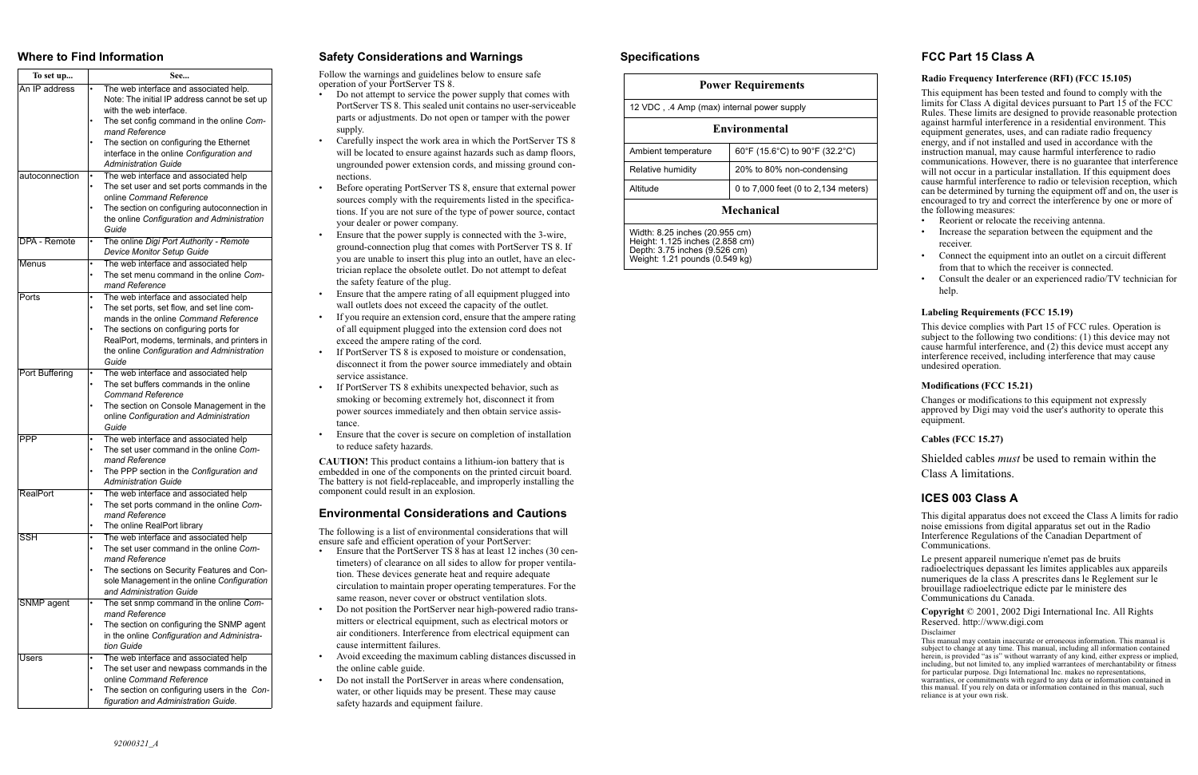## Where to Find Information

| To set up... | See... |
|---|---|
| An IP address | • The web interface and associated help. Note: The initial IP address cannot be set up with the web interface.<br>• The set config command in the online *Command Reference*<br>• The section on configuring the Ethernet interface in the online *Configuration and Administration Guide* |
| autoconnection | • The web interface and associated help<br>• The set user and set ports commands in the online *Command Reference*<br>• The section on configuring autoconnection in the online *Configuration and Administration Guide* |
| DPA - Remote | • The online *Digi Port Authority - Remote Device Monitor Setup Guide* |
| Menus | • The web interface and associated help<br>• The set menu command in the online *Command Reference* |
| Ports | • The web interface and associated help<br>• The set ports, set flow, and set line commands in the online *Command Reference*<br>• The sections on configuring ports for RealPort, modems, terminals, and printers in the online *Configuration and Administration Guide* |
| Port Buffering | • The web interface and associated help<br>• The set buffers commands in the online *Command Reference*<br>• The section on Console Management in the online *Configuration and Administration Guide* |
| PPP | • The web interface and associated help<br>• The set user command in the online *Command Reference*<br>• The PPP section in the *Configuration and Administration Guide* |
| RealPort | • The web interface and associated help<br>• The set ports command in the online *Command Reference*<br>• The online RealPort library |
| SSH | • The web interface and associated help<br>• The set user command in the online *Command Reference*<br>• The sections on Security Features and Console Management in the online *Configuration and Administration Guide* |
| SNMP agent | • The set snmp command in the online *Command Reference*<br>• The section on configuring the SNMP agent in the online *Configuration and Administration Guide* |
| Users | • The web interface and associated help<br>• The set user and newpass commands in the online *Command Reference*<br>• The section on configuring users in the *Configuration and Administration Guide.* |

92000321_A

## Safety Considerations and Warnings

Follow the warnings and guidelines below to ensure safe operation of your PortServer TS 8.

- Do not attempt to service the power supply that comes with PortServer TS 8. This sealed unit contains no user-serviceable parts or adjustments. Do not open or tamper with the power supply.
- Carefully inspect the work area in which the PortServer TS 8 will be located to ensure against hazards such as damp floors, ungrounded power extension cords, and missing ground connections.
- Before operating PortServer TS 8, ensure that external power sources comply with the requirements listed in the specifications. If you are not sure of the type of power source, contact your dealer or power company.
- Ensure that the power supply is connected with the 3-wire, ground-connection plug that comes with PortServer TS 8. If you are unable to insert this plug into an outlet, have an electrician replace the obsolete outlet. Do not attempt to defeat the safety feature of the plug.
- Ensure that the ampere rating of all equipment plugged into wall outlets does not exceed the capacity of the outlet.
- If you require an extension cord, ensure that the ampere rating of all equipment plugged into the extension cord does not exceed the ampere rating of the cord.
- If PortServer TS 8 is exposed to moisture or condensation, disconnect it from the power source immediately and obtain service assistance.
- If PortServer TS 8 exhibits unexpected behavior, such as smoking or becoming extremely hot, disconnect it from power sources immediately and then obtain service assistance.
- Ensure that the cover is secure on completion of installation to reduce safety hazards.

**CAUTION!** This product contains a lithium-ion battery that is embedded in one of the components on the printed circuit board. The battery is not field-replaceable, and improperly installing the component could result in an explosion.

## Environmental Considerations and Cautions

The following is a list of environmental considerations that will ensure safe and efficient operation of your PortServer:

- Ensure that the PortServer TS 8 has at least 12 inches (30 centimeters) of clearance on all sides to allow for proper ventilation. These devices generate heat and require adequate circulation to maintain proper operating temperatures. For the same reason, never cover or obstruct ventilation slots.
- Do not position the PortServer near high-powered radio transmitters or electrical equipment, such as electrical motors or air conditioners. Interference from electrical equipment can cause intermittent failures.
- Avoid exceeding the maximum cabling distances discussed in the online cable guide.
- Do not install the PortServer in areas where condensation, water, or other liquids may be present. These may cause safety hazards and equipment failure.

## Specifications

| Power Requirements | |
|---|---|
| 12 VDC , .4 Amp (max) internal power supply | |
| **Environmental** | |
| Ambient temperature | 60°F (15.6°C) to 90°F (32.2°C) |
| Relative humidity | 20% to 80% non-condensing |
| Altitude | 0 to 7,000 feet (0 to 2,134 meters) |
| **Mechanical** | |
| Width: 8.25 inches (20.955 cm)<br>Height: 1.125 inches (2.858 cm)<br>Depth: 3.75 inches (9.526 cm)<br>Weight: 1.21 pounds (0.549 kg) | |

## FCC Part 15 Class A

**Radio Frequency Interference (RFI) (FCC 15.105)**

This equipment has been tested and found to comply with the limits for Class A digital devices pursuant to Part 15 of the FCC Rules. These limits are designed to provide reasonable protection against harmful interference in a residential environment. This equipment generates, uses, and can radiate radio frequency energy, and if not installed and used in accordance with the instruction manual, may cause harmful interference to radio communications. However, there is no guarantee that interference will not occur in a particular installation. If this equipment does cause harmful interference to radio or television reception, which can be determined by turning the equipment off and on, the user is encouraged to try and correct the interference by one or more of the following measures:

- Reorient or relocate the receiving antenna.
- Increase the separation between the equipment and the receiver.
- Connect the equipment into an outlet on a circuit different from that to which the receiver is connected.
- Consult the dealer or an experienced radio/TV technician for help.

**Labeling Requirements (FCC 15.19)**

This device complies with Part 15 of FCC rules. Operation is subject to the following two conditions: (1) this device may not cause harmful interference, and (2) this device must accept any interference received, including interference that may cause undesired operation.

**Modifications (FCC 15.21)**

Changes or modifications to this equipment not expressly approved by Digi may void the user's authority to operate this equipment.

**Cables (FCC 15.27)**

Shielded cables *must* be used to remain within the Class A limitations.

## ICES 003 Class A

This digital apparatus does not exceed the Class A limits for radio noise emissions from digital apparatus set out in the Radio Interference Regulations of the Canadian Department of Communications.

Le present appareil numerique n'emet pas de bruits radioelectriques depassant les limites applicables aux appareils numeriques de la class A prescrites dans le Reglement sur le brouillage radioelectrique edicte par le ministere des Communications du Canada.

**Copyright** © 2001, 2002 Digi International Inc. All Rights Reserved. http://www.digi.com

Disclaimer

This manual may contain inaccurate or erroneous information. This manual is subject to change at any time. This manual, including all information contained herein, is provided "as is" without warranty of any kind, either express or implied, including, but not limited to, any implied warrantees of merchantability or fitness for particular purpose. Digi International Inc. makes no representations, warranties, or commitments with regard to any data or information contained in this manual. If you rely on data or information contained in this manual, such reliance is at your own risk.